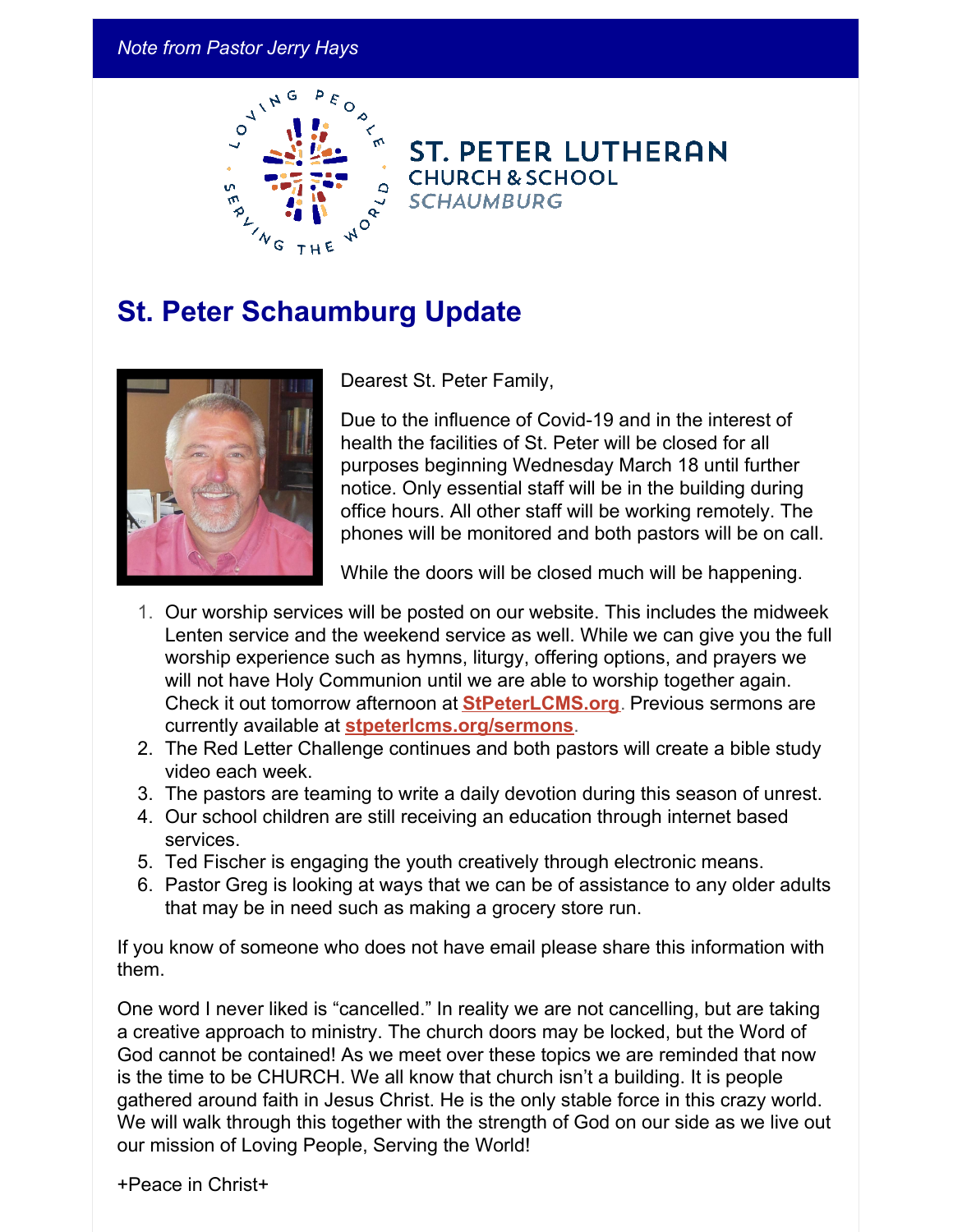*Note from Pastor Jerry Hays*

LOVING PEOPLE SERVING THE WORLD

ST. PETER LUTHERAN
CHURCH & SCHOOL
SCHAUMBURG

## St. Peter Schaumburg Update

Dearest St. Peter Family,

Due to the influence of Covid-19 and in the interest of health the facilities of St. Peter will be closed for all purposes beginning Wednesday March 18 until further notice. Only essential staff will be in the building during office hours. All other staff will be working remotely. The phones will be monitored and both pastors will be on call.

While the doors will be closed much will be happening.

1. Our worship services will be posted on our website. This includes the midweek Lenten service and the weekend service as well. While we can give you the full worship experience such as hymns, liturgy, offering options, and prayers we will not have Holy Communion until we are able to worship together again. Check it out tomorrow afternoon at **StPeterLCMS.org**. Previous sermons are currently available at **stpeterlcms.org/sermons**.
2. The Red Letter Challenge continues and both pastors will create a bible study video each week.
3. The pastors are teaming to write a daily devotion during this season of unrest.
4. Our school children are still receiving an education through internet based services.
5. Ted Fischer is engaging the youth creatively through electronic means.
6. Pastor Greg is looking at ways that we can be of assistance to any older adults that may be in need such as making a grocery store run.

If you know of someone who does not have email please share this information with them.

One word I never liked is "cancelled." In reality we are not cancelling, but are taking a creative approach to ministry. The church doors may be locked, but the Word of God cannot be contained! As we meet over these topics we are reminded that now is the time to be CHURCH. We all know that church isn't a building. It is people gathered around faith in Jesus Christ. He is the only stable force in this crazy world. We will walk through this together with the strength of God on our side as we live out our mission of Loving People, Serving the World!

+Peace in Christ+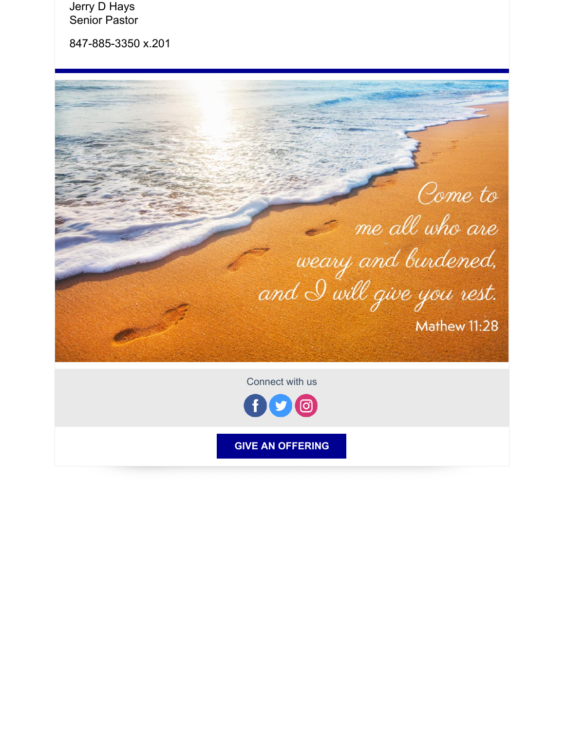Jerry D Hays
Senior Pastor

847-885-3350 x.201

Come to me all who are weary and burdened, and I will give you rest.
Mathew 11:28

Connect with us

GIVE AN OFFERING